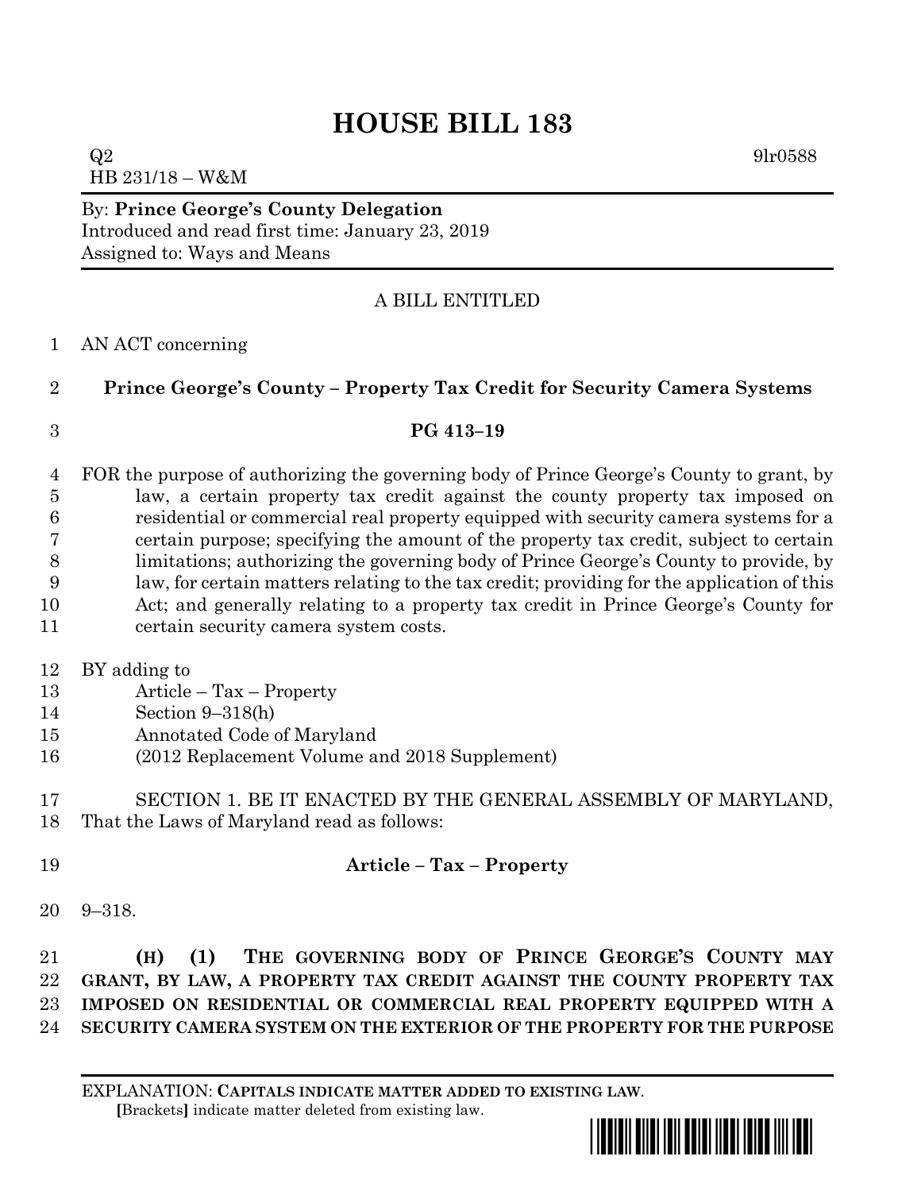# HOUSE BILL 183

Q2 9lr0588

HB 231/18 – W&M

By: **Prince George's County Delegation**
Introduced and read first time: January 23, 2019
Assigned to: Ways and Means

A BILL ENTITLED

AN ACT concerning

**Prince George's County – Property Tax Credit for Security Camera Systems**

**PG 413–19**

FOR the purpose of authorizing the governing body of Prince George's County to grant, by law, a certain property tax credit against the county property tax imposed on residential or commercial real property equipped with security camera systems for a certain purpose; specifying the amount of the property tax credit, subject to certain limitations; authorizing the governing body of Prince George's County to provide, by law, for certain matters relating to the tax credit; providing for the application of this Act; and generally relating to a property tax credit in Prince George's County for certain security camera system costs.

BY adding to
Article – Tax – Property
Section 9–318(h)
Annotated Code of Maryland
(2012 Replacement Volume and 2018 Supplement)

SECTION 1. BE IT ENACTED BY THE GENERAL ASSEMBLY OF MARYLAND, That the Laws of Maryland read as follows:

**Article – Tax – Property**

9–318.

**(H) (1) THE GOVERNING BODY OF PRINCE GEORGE'S COUNTY MAY GRANT, BY LAW, A PROPERTY TAX CREDIT AGAINST THE COUNTY PROPERTY TAX IMPOSED ON RESIDENTIAL OR COMMERCIAL REAL PROPERTY EQUIPPED WITH A SECURITY CAMERA SYSTEM ON THE EXTERIOR OF THE PROPERTY FOR THE PURPOSE**

EXPLANATION: **CAPITALS INDICATE MATTER ADDED TO EXISTING LAW.**
[Brackets] indicate matter deleted from existing law.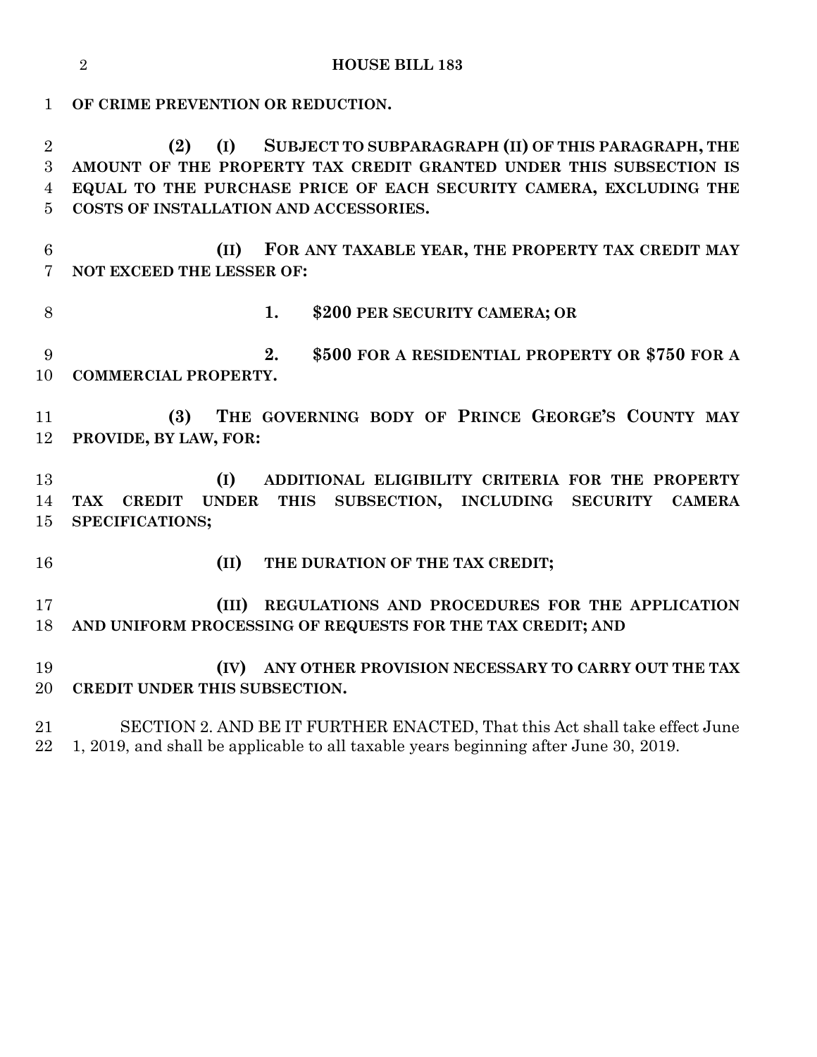**OF CRIME PREVENTION OR REDUCTION.**

**(2) (I) SUBJECT TO SUBPARAGRAPH (II) OF THIS PARAGRAPH, THE AMOUNT OF THE PROPERTY TAX CREDIT GRANTED UNDER THIS SUBSECTION IS EQUAL TO THE PURCHASE PRICE OF EACH SECURITY CAMERA, EXCLUDING THE COSTS OF INSTALLATION AND ACCESSORIES.**

**(II) FOR ANY TAXABLE YEAR, THE PROPERTY TAX CREDIT MAY NOT EXCEED THE LESSER OF:**

**1. $200 PER SECURITY CAMERA; OR**

**2. $500 FOR A RESIDENTIAL PROPERTY OR $750 FOR A COMMERCIAL PROPERTY.**

**(3) THE GOVERNING BODY OF PRINCE GEORGE'S COUNTY MAY PROVIDE, BY LAW, FOR:**

**(I) ADDITIONAL ELIGIBILITY CRITERIA FOR THE PROPERTY TAX CREDIT UNDER THIS SUBSECTION, INCLUDING SECURITY CAMERA SPECIFICATIONS;**

**(II) THE DURATION OF THE TAX CREDIT;**

**(III) REGULATIONS AND PROCEDURES FOR THE APPLICATION AND UNIFORM PROCESSING OF REQUESTS FOR THE TAX CREDIT; AND**

**(IV) ANY OTHER PROVISION NECESSARY TO CARRY OUT THE TAX CREDIT UNDER THIS SUBSECTION.**

SECTION 2. AND BE IT FURTHER ENACTED, That this Act shall take effect June 1, 2019, and shall be applicable to all taxable years beginning after June 30, 2019.